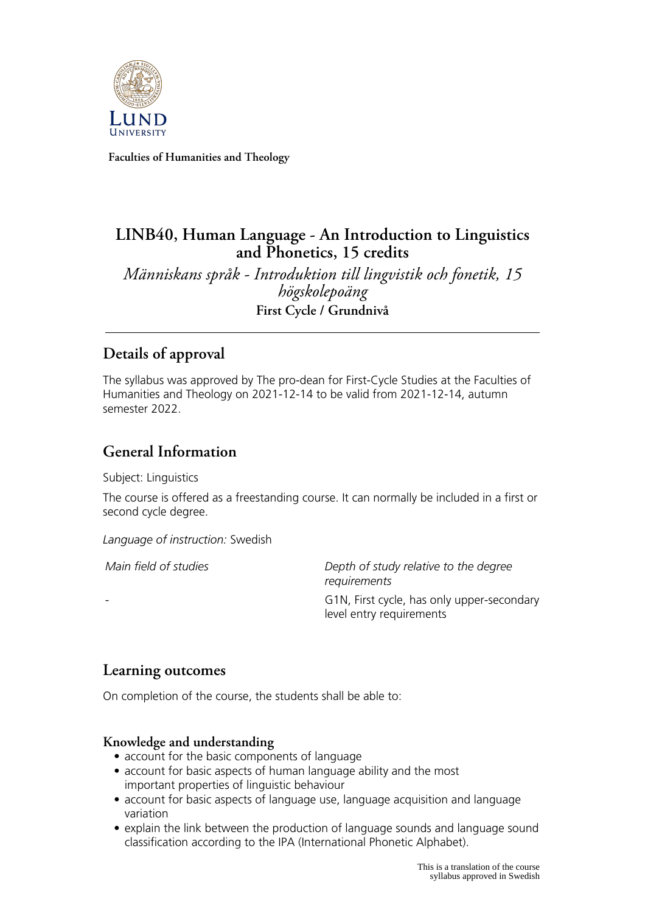Faculties of Humanities and Theology

# LINB40, Human Language - An Introduction to Linguistics and Phonetics, 15 credits

*Människans språk - Introduktion till lingvistik och fonetik, 15 högskolepoäng*

**First Cycle / Grundnivå**

## Details of approval

The syllabus was approved by The pro-dean for First-Cycle Studies at the Faculties of Humanities and Theology on 2021-12-14 to be valid from 2021-12-14, autumn semester 2022.

## General Information

Subject: Linguistics

The course is offered as a freestanding course. It can normally be included in a first or second cycle degree.

*Language of instruction:* Swedish

| *Main field of studies* | *Depth of study relative to the degree requirements* |
| --- | --- |
| - | G1N, First cycle, has only upper-secondary level entry requirements |

## Learning outcomes

On completion of the course, the students shall be able to:

### Knowledge and understanding

- account for the basic components of language
- account for basic aspects of human language ability and the most important properties of linguistic behaviour
- account for basic aspects of language use, language acquisition and language variation
- explain the link between the production of language sounds and language sound classification according to the IPA (International Phonetic Alphabet).

This is a translation of the course syllabus approved in Swedish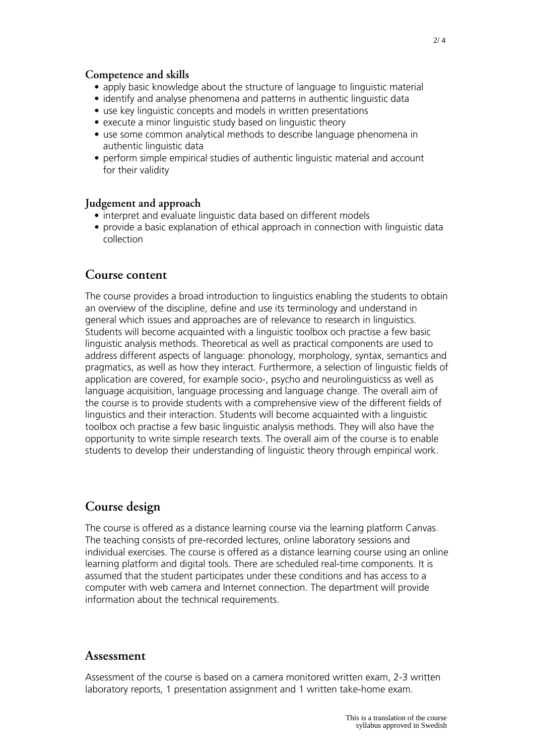### Competence and skills

- apply basic knowledge about the structure of language to linguistic material
- identify and analyse phenomena and patterns in authentic linguistic data
- use key linguistic concepts and models in written presentations
- execute a minor linguistic study based on linguistic theory
- use some common analytical methods to describe language phenomena in authentic linguistic data
- perform simple empirical studies of authentic linguistic material and account for their validity

### Judgement and approach

- interpret and evaluate linguistic data based on different models
- provide a basic explanation of ethical approach in connection with linguistic data collection

## Course content

The course provides a broad introduction to linguistics enabling the students to obtain an overview of the discipline, define and use its terminology and understand in general which issues and approaches are of relevance to research in linguistics. Students will become acquainted with a linguistic toolbox och practise a few basic linguistic analysis methods. Theoretical as well as practical components are used to address different aspects of language: phonology, morphology, syntax, semantics and pragmatics, as well as how they interact. Furthermore, a selection of linguistic fields of application are covered, for example socio-, psycho and neurolinguisticss as well as language acquisition, language processing and language change. The overall aim of the course is to provide students with a comprehensive view of the different fields of linguistics and their interaction. Students will become acquainted with a linguistic toolbox och practise a few basic linguistic analysis methods. They will also have the opportunity to write simple research texts. The overall aim of the course is to enable students to develop their understanding of linguistic theory through empirical work.

## Course design

The course is offered as a distance learning course via the learning platform Canvas. The teaching consists of pre-recorded lectures, online laboratory sessions and individual exercises. The course is offered as a distance learning course using an online learning platform and digital tools. There are scheduled real-time components. It is assumed that the student participates under these conditions and has access to a computer with web camera and Internet connection. The department will provide information about the technical requirements.

## Assessment

Assessment of the course is based on a camera monitored written exam, 2-3 written laboratory reports, 1 presentation assignment and 1 written take-home exam.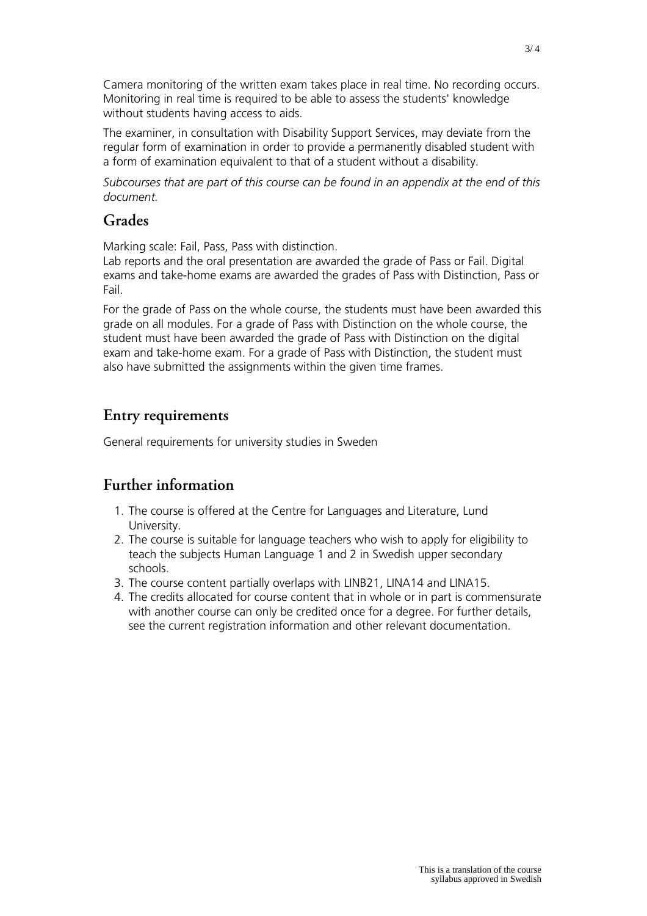Camera monitoring of the written exam takes place in real time. No recording occurs. Monitoring in real time is required to be able to assess the students' knowledge without students having access to aids.

The examiner, in consultation with Disability Support Services, may deviate from the regular form of examination in order to provide a permanently disabled student with a form of examination equivalent to that of a student without a disability.

*Subcourses that are part of this course can be found in an appendix at the end of this document.*

## Grades

Marking scale: Fail, Pass, Pass with distinction.
Lab reports and the oral presentation are awarded the grade of Pass or Fail. Digital exams and take-home exams are awarded the grades of Pass with Distinction, Pass or Fail.

For the grade of Pass on the whole course, the students must have been awarded this grade on all modules. For a grade of Pass with Distinction on the whole course, the student must have been awarded the grade of Pass with Distinction on the digital exam and take-home exam. For a grade of Pass with Distinction, the student must also have submitted the assignments within the given time frames.

## Entry requirements

General requirements for university studies in Sweden

## Further information

1. The course is offered at the Centre for Languages and Literature, Lund University.
2. The course is suitable for language teachers who wish to apply for eligibility to teach the subjects Human Language 1 and 2 in Swedish upper secondary schools.
3. The course content partially overlaps with LINB21, LINA14 and LINA15.
4. The credits allocated for course content that in whole or in part is commensurate with another course can only be credited once for a degree. For further details, see the current registration information and other relevant documentation.

This is a translation of the course syllabus approved in Swedish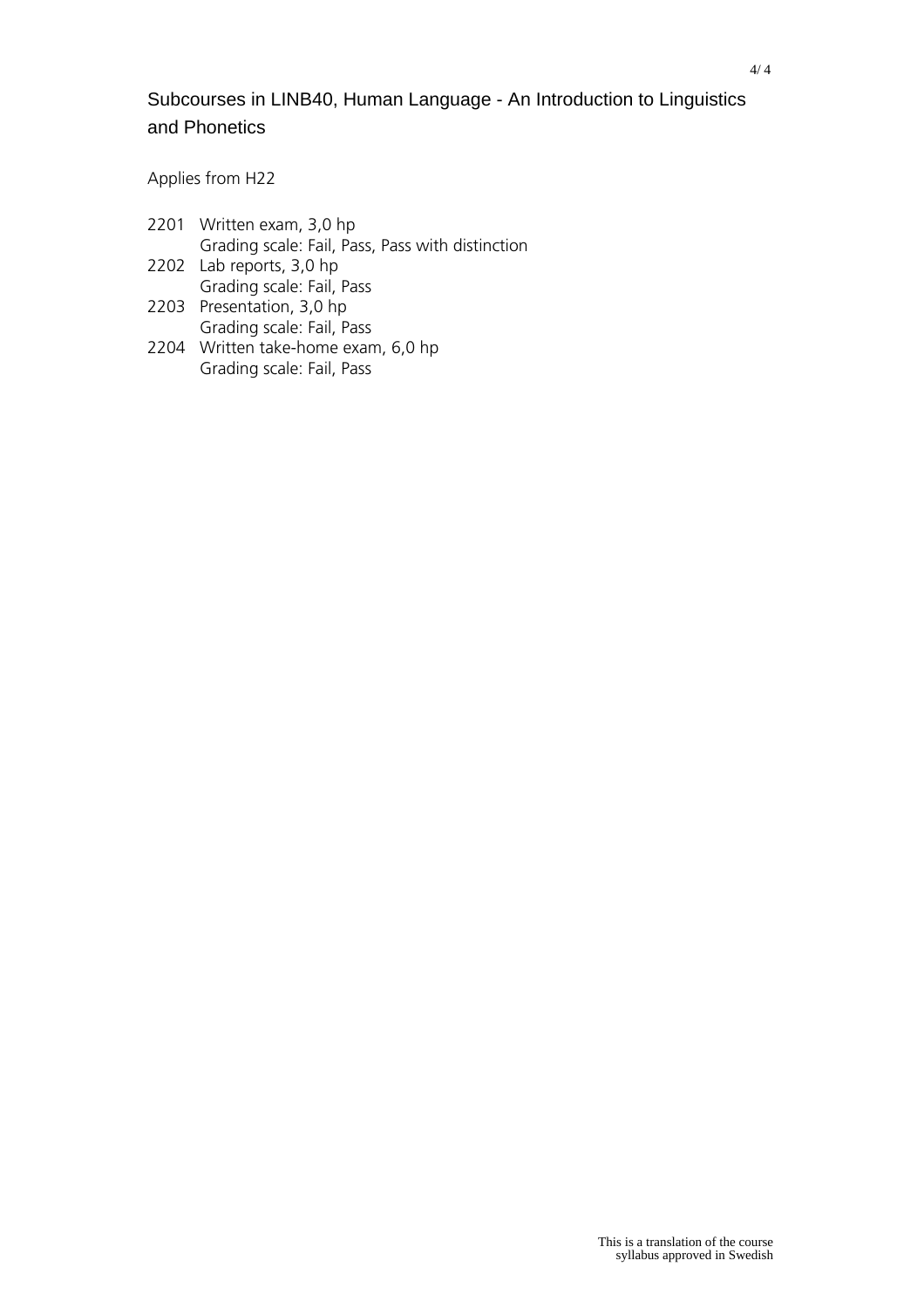## Subcourses in LINB40, Human Language - An Introduction to Linguistics and Phonetics

Applies from H22

2201 Written exam, 3,0 hp
Grading scale: Fail, Pass, Pass with distinction

2202 Lab reports, 3,0 hp
Grading scale: Fail, Pass

2203 Presentation, 3,0 hp
Grading scale: Fail, Pass

2204 Written take-home exam, 6,0 hp
Grading scale: Fail, Pass

This is a translation of the course syllabus approved in Swedish